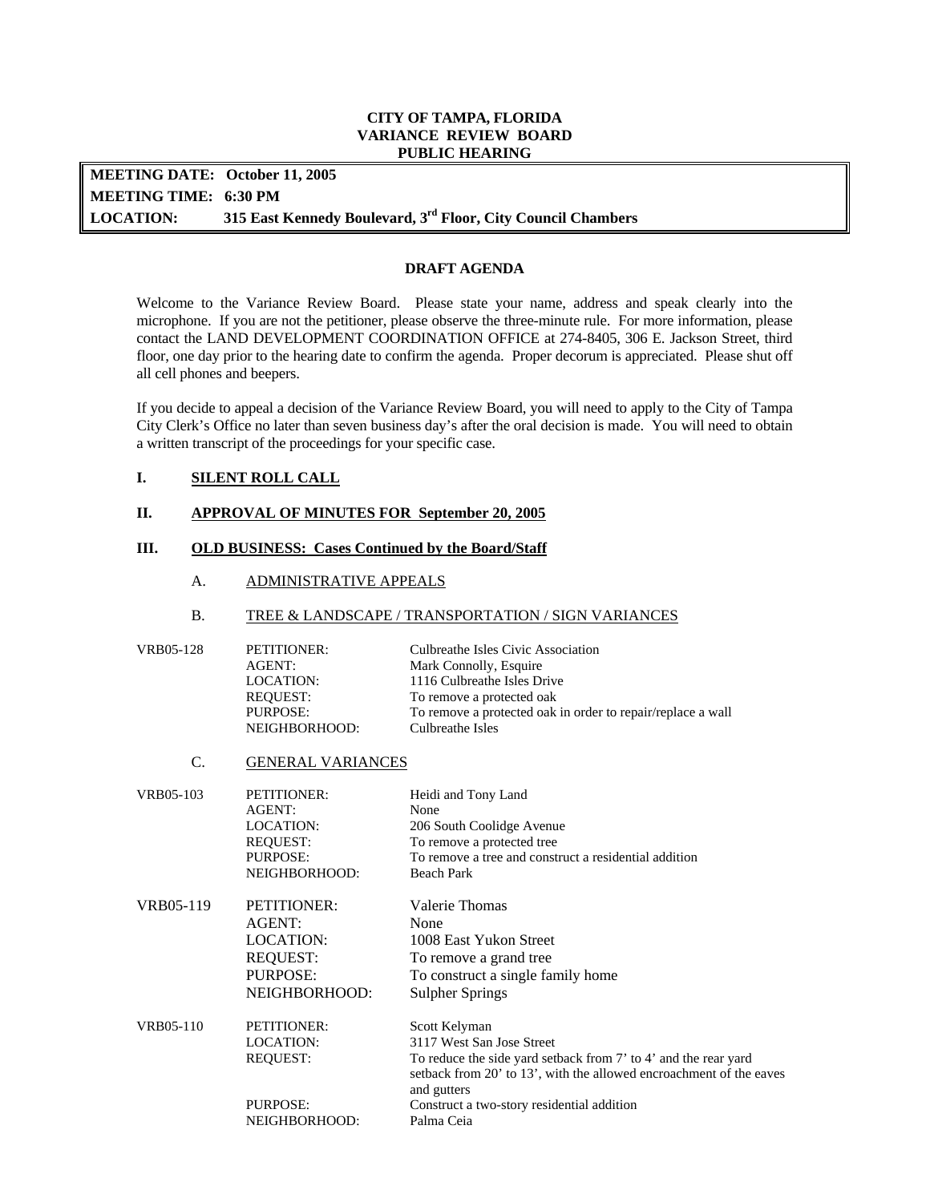**CITY OF TAMPA, FLORIDA**
**VARIANCE REVIEW BOARD**
**PUBLIC HEARING**

**MEETING DATE: October 11, 2005**
**MEETING TIME: 6:30 PM**
**LOCATION: 315 East Kennedy Boulevard, 3rd Floor, City Council Chambers**

**DRAFT AGENDA**

Welcome to the Variance Review Board. Please state your name, address and speak clearly into the microphone. If you are not the petitioner, please observe the three-minute rule. For more information, please contact the LAND DEVELOPMENT COORDINATION OFFICE at 274-8405, 306 E. Jackson Street, third floor, one day prior to the hearing date to confirm the agenda. Proper decorum is appreciated. Please shut off all cell phones and beepers.

If you decide to appeal a decision of the Variance Review Board, you will need to apply to the City of Tampa City Clerk's Office no later than seven business day's after the oral decision is made. You will need to obtain a written transcript of the proceedings for your specific case.

## I. SILENT ROLL CALL

## II. APPROVAL OF MINUTES FOR September 20, 2005

## III. OLD BUSINESS: Cases Continued by the Board/Staff

### A. ADMINISTRATIVE APPEALS

### B. TREE & LANDSCAPE / TRANSPORTATION / SIGN VARIANCES

VRB05-128
- PETITIONER: Culbreathe Isles Civic Association
- AGENT: Mark Connolly, Esquire
- LOCATION: 1116 Culbreathe Isles Drive
- REQUEST: To remove a protected oak
- PURPOSE: To remove a protected oak in order to repair/replace a wall
- NEIGHBORHOOD: Culbreathe Isles

### C. GENERAL VARIANCES

VRB05-103
- PETITIONER: Heidi and Tony Land
- AGENT: None
- LOCATION: 206 South Coolidge Avenue
- REQUEST: To remove a protected tree
- PURPOSE: To remove a tree and construct a residential addition
- NEIGHBORHOOD: Beach Park

VRB05-119
- PETITIONER: Valerie Thomas
- AGENT: None
- LOCATION: 1008 East Yukon Street
- REQUEST: To remove a grand tree
- PURPOSE: To construct a single family home
- NEIGHBORHOOD: Sulpher Springs

VRB05-110
- PETITIONER: Scott Kelyman
- LOCATION: 3117 West San Jose Street
- REQUEST: To reduce the side yard setback from 7' to 4' and the rear yard setback from 20' to 13', with the allowed encroachment of the eaves and gutters
- PURPOSE: Construct a two-story residential addition
- NEIGHBORHOOD: Palma Ceia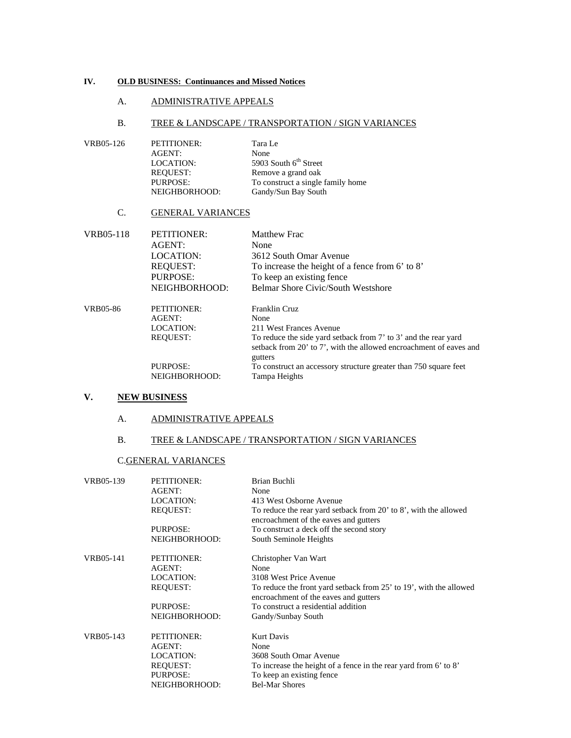## IV. OLD BUSINESS: Continuances and Missed Notices

### A. ADMINISTRATIVE APPEALS

### B. TREE & LANDSCAPE / TRANSPORTATION / SIGN VARIANCES

**VRB05-126**

| | |
|---|---|
| PETITIONER: | Tara Le |
| AGENT: | None |
| LOCATION: | 5903 South 6th Street |
| REQUEST: | Remove a grand oak |
| PURPOSE: | To construct a single family home |
| NEIGHBORHOOD: | Gandy/Sun Bay South |

### C. GENERAL VARIANCES

**VRB05-118**

| | |
|---|---|
| PETITIONER: | Matthew Frac |
| AGENT: | None |
| LOCATION: | 3612 South Omar Avenue |
| REQUEST: | To increase the height of a fence from 6' to 8' |
| PURPOSE: | To keep an existing fence |
| NEIGHBORHOOD: | Belmar Shore Civic/South Westshore |

**VRB05-86**

| | |
|---|---|
| PETITIONER: | Franklin Cruz |
| AGENT: | None |
| LOCATION: | 211 West Frances Avenue |
| REQUEST: | To reduce the side yard setback from 7' to 3' and the rear yard setback from 20' to 7', with the allowed encroachment of eaves and gutters |
| PURPOSE: | To construct an accessory structure greater than 750 square feet |
| NEIGHBORHOOD: | Tampa Heights |

## V. NEW BUSINESS

### A. ADMINISTRATIVE APPEALS

### B. TREE & LANDSCAPE / TRANSPORTATION / SIGN VARIANCES

### C. GENERAL VARIANCES

**VRB05-139**

| | |
|---|---|
| PETITIONER: | Brian Buchli |
| AGENT: | None |
| LOCATION: | 413 West Osborne Avenue |
| REQUEST: | To reduce the rear yard setback from 20' to 8', with the allowed encroachment of the eaves and gutters |
| PURPOSE: | To construct a deck off the second story |
| NEIGHBORHOOD: | South Seminole Heights |

**VRB05-141**

| | |
|---|---|
| PETITIONER: | Christopher Van Wart |
| AGENT: | None |
| LOCATION: | 3108 West Price Avenue |
| REQUEST: | To reduce the front yard setback from 25' to 19', with the allowed encroachment of the eaves and gutters |
| PURPOSE: | To construct a residential addition |
| NEIGHBORHOOD: | Gandy/Sunbay South |

**VRB05-143**

| | |
|---|---|
| PETITIONER: | Kurt Davis |
| AGENT: | None |
| LOCATION: | 3608 South Omar Avenue |
| REQUEST: | To increase the height of a fence in the rear yard from 6' to 8' |
| PURPOSE: | To keep an existing fence |
| NEIGHBORHOOD: | Bel-Mar Shores |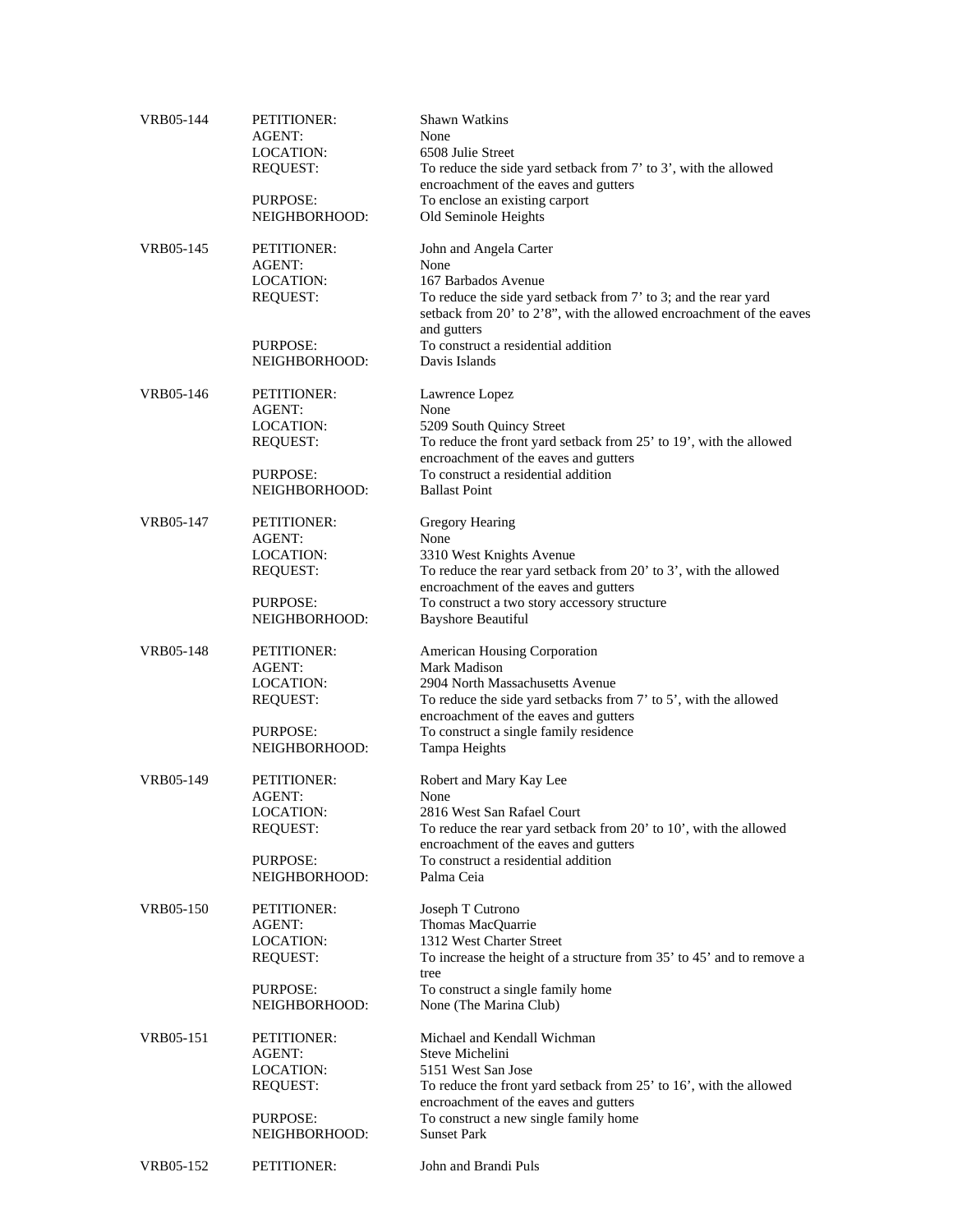VRB05-144 PETITIONER: Shawn Watkins
AGENT: None
LOCATION: 6508 Julie Street
REQUEST: To reduce the side yard setback from 7' to 3', with the allowed encroachment of the eaves and gutters
PURPOSE: To enclose an existing carport
NEIGHBORHOOD: Old Seminole Heights

VRB05-145 PETITIONER: John and Angela Carter
AGENT: None
LOCATION: 167 Barbados Avenue
REQUEST: To reduce the side yard setback from 7' to 3; and the rear yard setback from 20' to 2'8", with the allowed encroachment of the eaves and gutters
PURPOSE: To construct a residential addition
NEIGHBORHOOD: Davis Islands

VRB05-146 PETITIONER: Lawrence Lopez
AGENT: None
LOCATION: 5209 South Quincy Street
REQUEST: To reduce the front yard setback from 25' to 19', with the allowed encroachment of the eaves and gutters
PURPOSE: To construct a residential addition
NEIGHBORHOOD: Ballast Point

VRB05-147 PETITIONER: Gregory Hearing
AGENT: None
LOCATION: 3310 West Knights Avenue
REQUEST: To reduce the rear yard setback from 20' to 3', with the allowed encroachment of the eaves and gutters
PURPOSE: To construct a two story accessory structure
NEIGHBORHOOD: Bayshore Beautiful

VRB05-148 PETITIONER: American Housing Corporation
AGENT: Mark Madison
LOCATION: 2904 North Massachusetts Avenue
REQUEST: To reduce the side yard setbacks from 7' to 5', with the allowed encroachment of the eaves and gutters
PURPOSE: To construct a single family residence
NEIGHBORHOOD: Tampa Heights

VRB05-149 PETITIONER: Robert and Mary Kay Lee
AGENT: None
LOCATION: 2816 West San Rafael Court
REQUEST: To reduce the rear yard setback from 20' to 10', with the allowed encroachment of the eaves and gutters
PURPOSE: To construct a residential addition
NEIGHBORHOOD: Palma Ceia

VRB05-150 PETITIONER: Joseph T Cutrono
AGENT: Thomas MacQuarrie
LOCATION: 1312 West Charter Street
REQUEST: To increase the height of a structure from 35' to 45' and to remove a tree
PURPOSE: To construct a single family home
NEIGHBORHOOD: None (The Marina Club)

VRB05-151 PETITIONER: Michael and Kendall Wichman
AGENT: Steve Michelini
LOCATION: 5151 West San Jose
REQUEST: To reduce the front yard setback from 25' to 16', with the allowed encroachment of the eaves and gutters
PURPOSE: To construct a new single family home
NEIGHBORHOOD: Sunset Park

VRB05-152 PETITIONER: John and Brandi Puls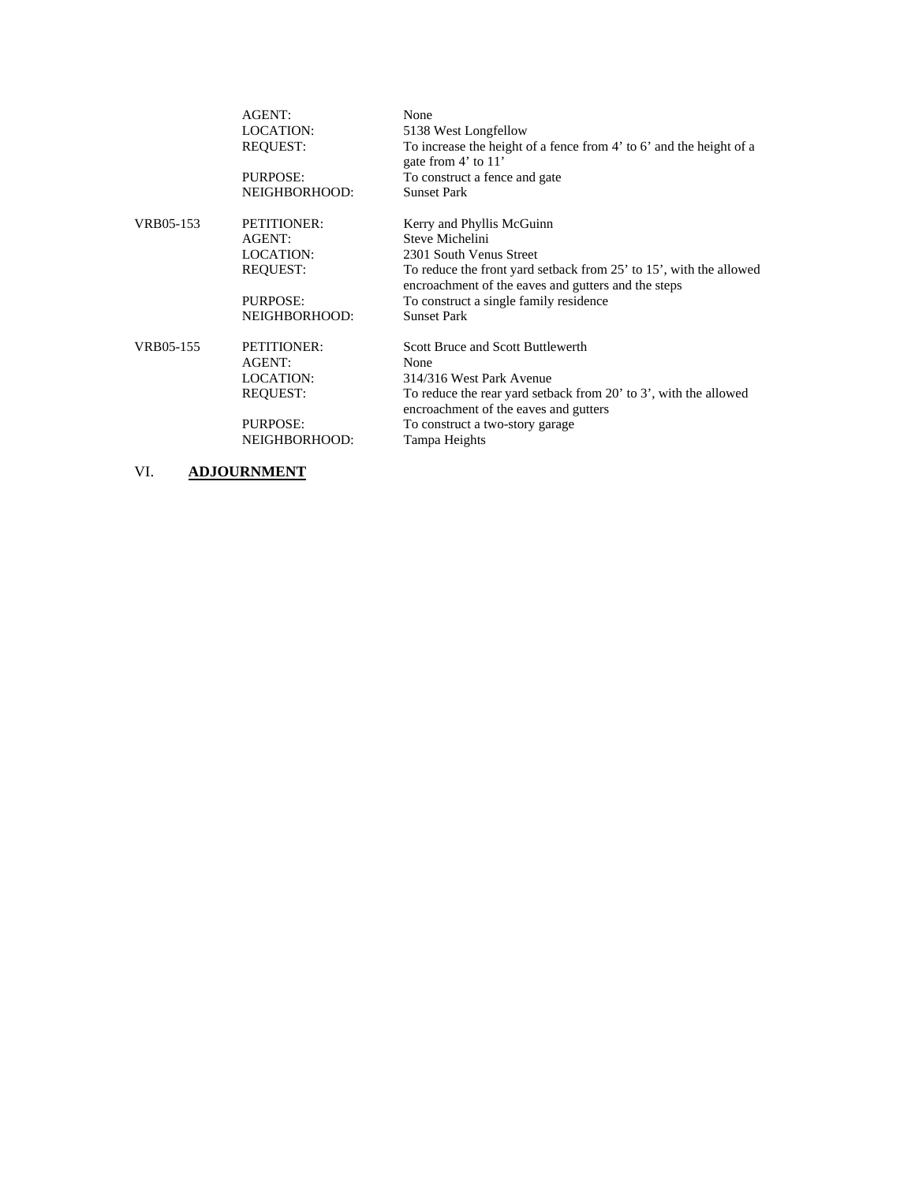| | | |
|---|---|---|
| | AGENT: | None |
| | LOCATION: | 5138 West Longfellow |
| | REQUEST: | To increase the height of a fence from 4' to 6' and the height of a gate from 4' to 11' |
| | PURPOSE: | To construct a fence and gate |
| | NEIGHBORHOOD: | Sunset Park |
| VRB05-153 | PETITIONER: | Kerry and Phyllis McGuinn |
| | AGENT: | Steve Michelini |
| | LOCATION: | 2301 South Venus Street |
| | REQUEST: | To reduce the front yard setback from 25' to 15', with the allowed encroachment of the eaves and gutters and the steps |
| | PURPOSE: | To construct a single family residence |
| | NEIGHBORHOOD: | Sunset Park |
| VRB05-155 | PETITIONER: | Scott Bruce and Scott Buttlewerth |
| | AGENT: | None |
| | LOCATION: | 314/316 West Park Avenue |
| | REQUEST: | To reduce the rear yard setback from 20' to 3', with the allowed encroachment of the eaves and gutters |
| | PURPOSE: | To construct a two-story garage |
| | NEIGHBORHOOD: | Tampa Heights |

VI. **ADJOURNMENT**